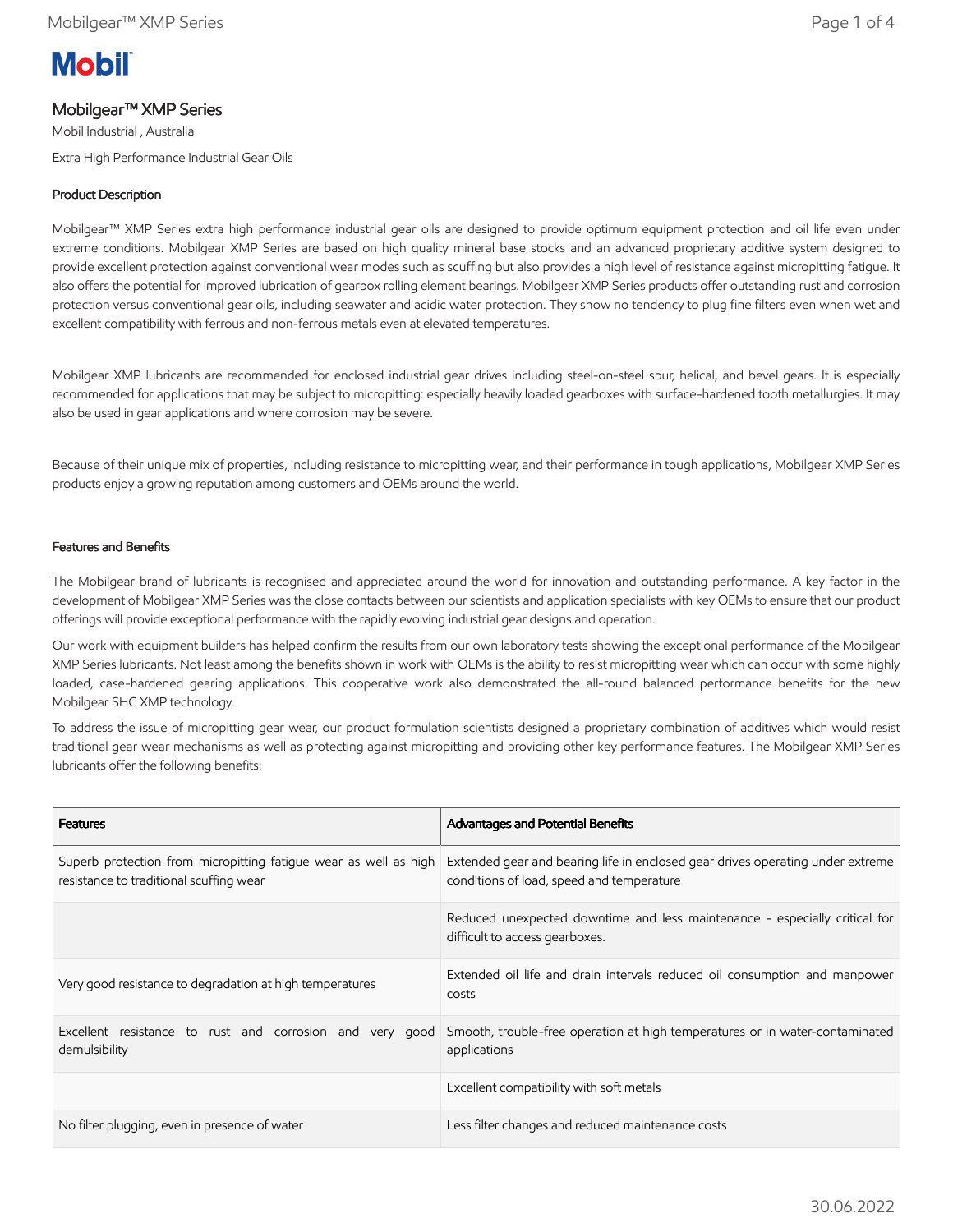# Mobilgear™ XMP Series

Mobil Industrial , Australia

Extra High Performance Industrial Gear Oils

## Product Description

Mobilgear™ XMP Series extra high performance industrial gear oils are designed to provide optimum equipment protection and oil life even under extreme conditions. Mobilgear XMP Series are based on high quality mineral base stocks and an advanced proprietary additive system designed to provide excellent protection against conventional wear modes such as scuffing but also provides a high level of resistance against micropitting fatigue. It also offers the potential for improved lubrication of gearbox rolling element bearings. Mobilgear XMP Series products offer outstanding rust and corrosion protection versus conventional gear oils, including seawater and acidic water protection. They show no tendency to plug fine filters even when wet and excellent compatibility with ferrous and non-ferrous metals even at elevated temperatures.

Mobilgear XMP lubricants are recommended for enclosed industrial gear drives including steel-on-steel spur, helical, and bevel gears. It is especially recommended for applications that may be subject to micropitting: especially heavily loaded gearboxes with surface-hardened tooth metallurgies. It may also be used in gear applications and where corrosion may be severe.

Because of their unique mix of properties, including resistance to micropitting wear, and their performance in tough applications, Mobilgear XMP Series products enjoy a growing reputation among customers and OEMs around the world.

## Features and Benefits

The Mobilgear brand of lubricants is recognised and appreciated around the world for innovation and outstanding performance. A key factor in the development of Mobilgear XMP Series was the close contacts between our scientists and application specialists with key OEMs to ensure that our product offerings will provide exceptional performance with the rapidly evolving industrial gear designs and operation.

Our work with equipment builders has helped confirm the results from our own laboratory tests showing the exceptional performance of the Mobilgear XMP Series lubricants. Not least among the benefits shown in work with OEMs is the ability to resist micropitting wear which can occur with some highly loaded, case-hardened gearing applications. This cooperative work also demonstrated the all-round balanced performance benefits for the new Mobilgear SHC XMP technology.

To address the issue of micropitting gear wear, our product formulation scientists designed a proprietary combination of additives which would resist traditional gear wear mechanisms as well as protecting against micropitting and providing other key performance features. The Mobilgear XMP Series lubricants offer the following benefits:

| Features | Advantages and Potential Benefits |
|---|---|
| Superb protection from micropitting fatigue wear as well as high resistance to traditional scuffing wear | Extended gear and bearing life in enclosed gear drives operating under extreme conditions of load, speed and temperature |
| | Reduced unexpected downtime and less maintenance - especially critical for difficult to access gearboxes. |
| Very good resistance to degradation at high temperatures | Extended oil life and drain intervals reduced oil consumption and manpower costs |
| Excellent resistance to rust and corrosion and very good demulsibility | Smooth, trouble-free operation at high temperatures or in water-contaminated applications |
| | Excellent compatibility with soft metals |
| No filter plugging, even in presence of water | Less filter changes and reduced maintenance costs |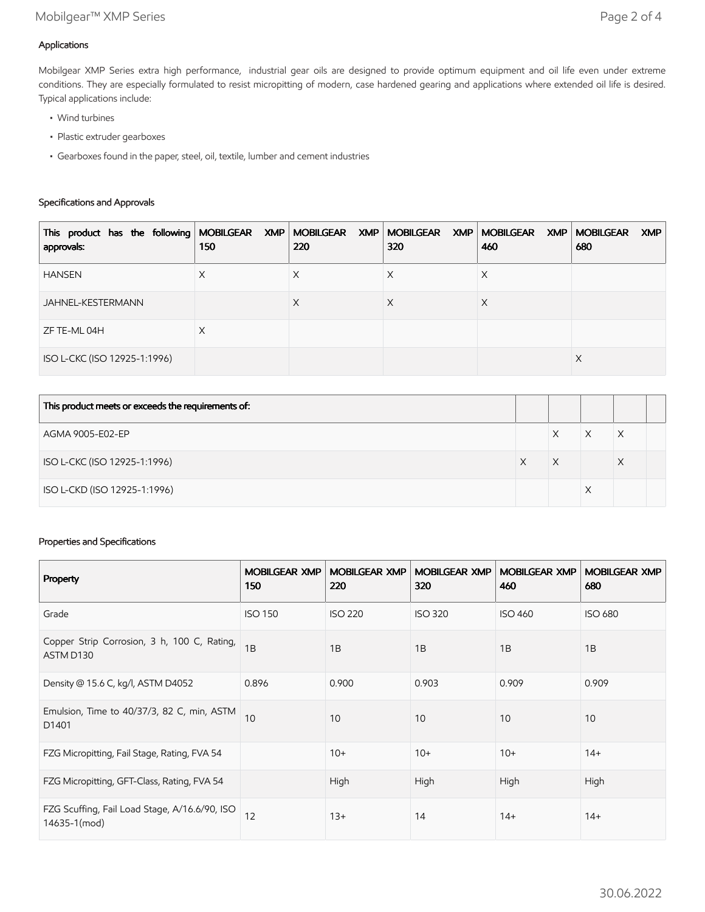### Applications

Mobilgear XMP Series extra high performance, industrial gear oils are designed to provide optimum equipment and oil life even under extreme conditions. They are especially formulated to resist micropitting of modern, case hardened gearing and applications where extended oil life is desired. Typical applications include:

- Wind turbines
- Plastic extruder gearboxes
- Gearboxes found in the paper, steel, oil, textile, lumber and cement industries

### Specifications and Approvals

| This product has the following approvals: | MOBILGEAR XMP 150 | MOBILGEAR XMP 220 | MOBILGEAR XMP 320 | MOBILGEAR XMP 460 | MOBILGEAR XMP 680 |
|---|---|---|---|---|---|
| HANSEN | X | X | X | X | |
| JAHNEL-KESTERMANN | | X | X | X | |
| ZF TE-ML 04H | X | | | | |
| ISO L-CKC (ISO 12925-1:1996) | | | | | X |

| This product meets or exceeds the requirements of: | | | | | |
|---|---|---|---|---|---|
| AGMA 9005-E02-EP | | X | X | X | |
| ISO L-CKC (ISO 12925-1:1996) | X | X | | X | |
| ISO L-CKD (ISO 12925-1:1996) | | | X | | |

### Properties and Specifications

| Property | MOBILGEAR XMP 150 | MOBILGEAR XMP 220 | MOBILGEAR XMP 320 | MOBILGEAR XMP 460 | MOBILGEAR XMP 680 |
|---|---|---|---|---|---|
| Grade | ISO 150 | ISO 220 | ISO 320 | ISO 460 | ISO 680 |
| Copper Strip Corrosion, 3 h, 100 C, Rating, ASTM D130 | 1B | 1B | 1B | 1B | 1B |
| Density @ 15.6 C, kg/l, ASTM D4052 | 0.896 | 0.900 | 0.903 | 0.909 | 0.909 |
| Emulsion, Time to 40/37/3, 82 C, min, ASTM D1401 | 10 | 10 | 10 | 10 | 10 |
| FZG Micropitting, Fail Stage, Rating, FVA 54 | | 10+ | 10+ | 10+ | 14+ |
| FZG Micropitting, GFT-Class, Rating, FVA 54 | | High | High | High | High |
| FZG Scuffing, Fail Load Stage, A/16.6/90, ISO 14635-1(mod) | 12 | 13+ | 14 | 14+ | 14+ |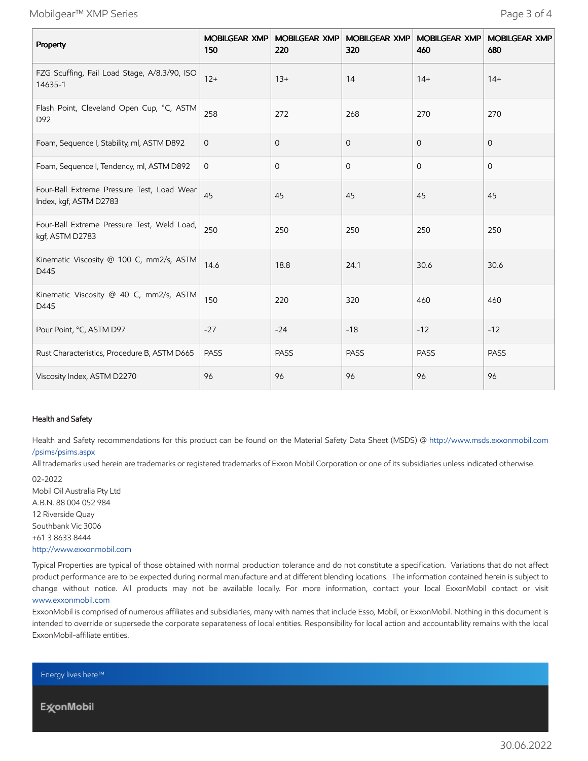| Property | MOBILGEAR XMP 150 | MOBILGEAR XMP 220 | MOBILGEAR XMP 320 | MOBILGEAR XMP 460 | MOBILGEAR XMP 680 |
| --- | --- | --- | --- | --- | --- |
| FZG Scuffing, Fail Load Stage, A/8.3/90, ISO 14635-1 | 12+ | 13+ | 14 | 14+ | 14+ |
| Flash Point, Cleveland Open Cup, °C, ASTM D92 | 258 | 272 | 268 | 270 | 270 |
| Foam, Sequence I, Stability, ml, ASTM D892 | 0 | 0 | 0 | 0 | 0 |
| Foam, Sequence I, Tendency, ml, ASTM D892 | 0 | 0 | 0 | 0 | 0 |
| Four-Ball Extreme Pressure Test, Load Wear Index, kgf, ASTM D2783 | 45 | 45 | 45 | 45 | 45 |
| Four-Ball Extreme Pressure Test, Weld Load, kgf, ASTM D2783 | 250 | 250 | 250 | 250 | 250 |
| Kinematic Viscosity @ 100 C, mm2/s, ASTM D445 | 14.6 | 18.8 | 24.1 | 30.6 | 30.6 |
| Kinematic Viscosity @ 40 C, mm2/s, ASTM D445 | 150 | 220 | 320 | 460 | 460 |
| Pour Point, °C, ASTM D97 | -27 | -24 | -18 | -12 | -12 |
| Rust Characteristics, Procedure B, ASTM D665 | PASS | PASS | PASS | PASS | PASS |
| Viscosity Index, ASTM D2270 | 96 | 96 | 96 | 96 | 96 |

#### Health and Safety

Health and Safety recommendations for this product can be found on the Material Safety Data Sheet (MSDS) @ http://www.msds.exxonmobil.com/psims/psims.aspx

All trademarks used herein are trademarks or registered trademarks of Exxon Mobil Corporation or one of its subsidiaries unless indicated otherwise.

02-2022
Mobil Oil Australia Pty Ltd
A.B.N. 88 004 052 984
12 Riverside Quay
Southbank Vic 3006
+61 3 8633 8444
http://www.exxonmobil.com

Typical Properties are typical of those obtained with normal production tolerance and do not constitute a specification. Variations that do not affect product performance are to be expected during normal manufacture and at different blending locations. The information contained herein is subject to change without notice. All products may not be available locally. For more information, contact your local ExxonMobil contact or visit www.exxonmobil.com

ExxonMobil is comprised of numerous affiliates and subsidiaries, many with names that include Esso, Mobil, or ExxonMobil. Nothing in this document is intended to override or supersede the corporate separateness of local entities. Responsibility for local action and accountability remains with the local ExxonMobil-affiliate entities.

Energy lives here™

ExxonMobil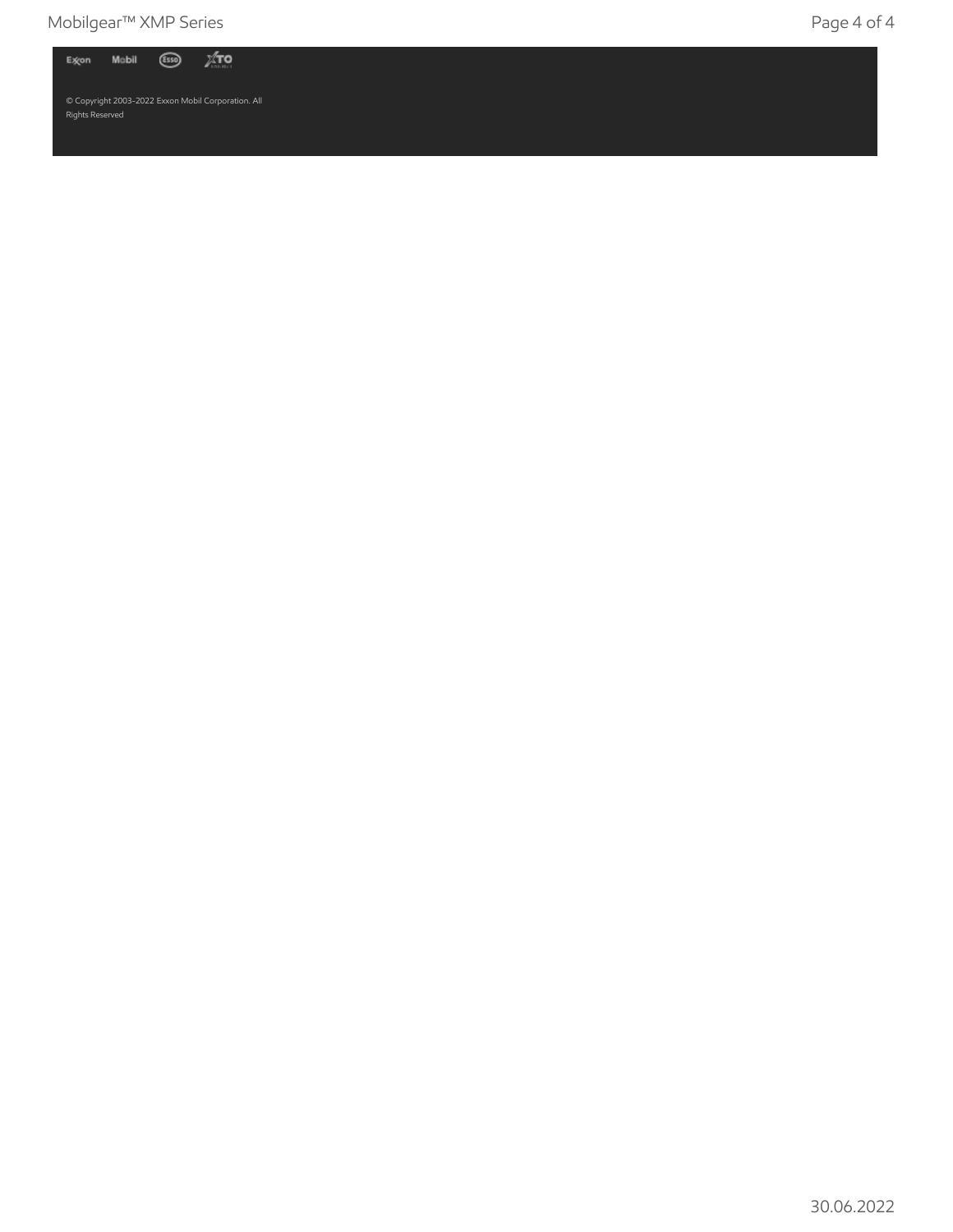Exxon Mobil Esso XTO

© Copyright 2003-2022 Exxon Mobil Corporation. All Rights Reserved